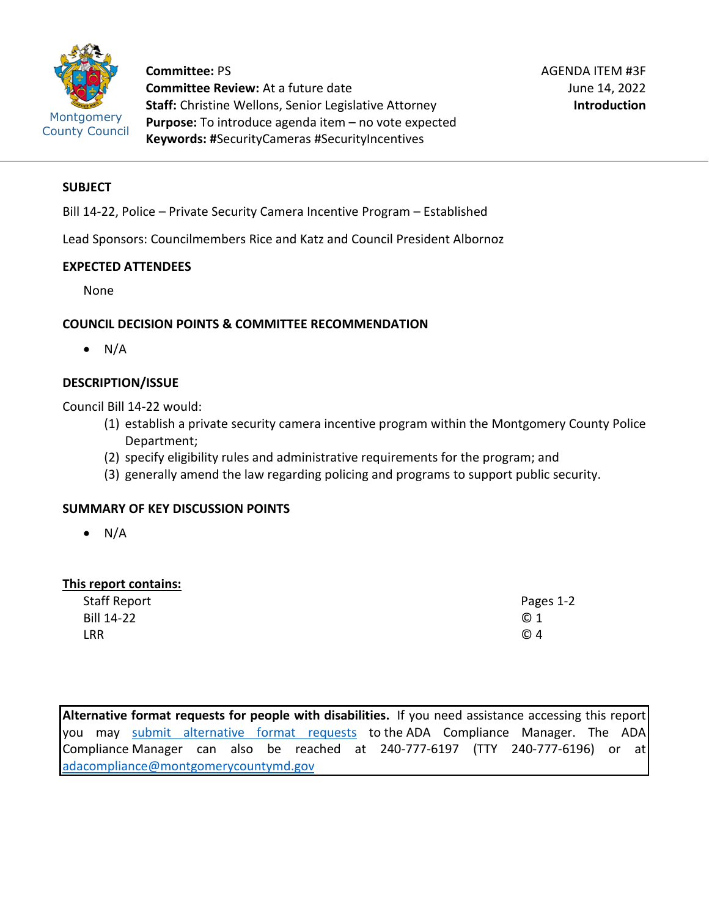Montgomery County Council

**Committee:** PS
**Committee Review:** At a future date
**Staff:** Christine Wellons, Senior Legislative Attorney
**Purpose:** To introduce agenda item – no vote expected
**Keywords:** #SecurityCameras #SecurityIncentives

AGENDA ITEM #3F
June 14, 2022
**Introduction**

## SUBJECT

Bill 14-22, Police – Private Security Camera Incentive Program – Established

Lead Sponsors: Councilmembers Rice and Katz and Council President Albornoz

## EXPECTED ATTENDEES

None

## COUNCIL DECISION POINTS & COMMITTEE RECOMMENDATION

- N/A

## DESCRIPTION/ISSUE

Council Bill 14-22 would:

(1) establish a private security camera incentive program within the Montgomery County Police Department;
(2) specify eligibility rules and administrative requirements for the program; and
(3) generally amend the law regarding policing and programs to support public security.

## SUMMARY OF KEY DISCUSSION POINTS

- N/A

**This report contains:**

| | |
|---|---|
| Staff Report | Pages 1-2 |
| Bill 14-22 | © 1 |
| LRR | © 4 |

**Alternative format requests for people with disabilities.** If you need assistance accessing this report you may submit alternative format requests to the ADA Compliance Manager. The ADA Compliance Manager can also be reached at 240-777-6197 (TTY 240-777-6196) or at adacompliance@montgomerycountymd.gov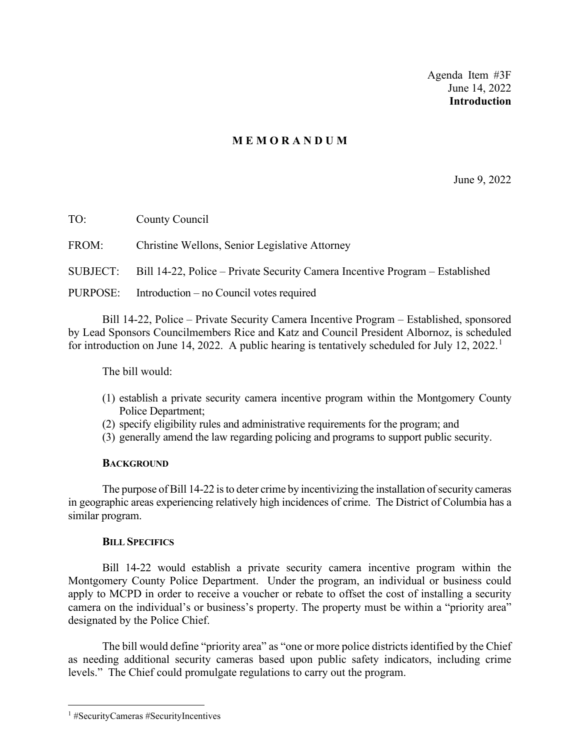Agenda Item #3F
June 14, 2022
**Introduction**

# M E M O R A N D U M

June 9, 2022

TO: County Council

FROM: Christine Wellons, Senior Legislative Attorney

SUBJECT: Bill 14-22, Police – Private Security Camera Incentive Program – Established

PURPOSE: Introduction – no Council votes required

Bill 14-22, Police – Private Security Camera Incentive Program – Established, sponsored by Lead Sponsors Councilmembers Rice and Katz and Council President Albornoz, is scheduled for introduction on June 14, 2022. A public hearing is tentatively scheduled for July 12, 2022.[1]

The bill would:

(1) establish a private security camera incentive program within the Montgomery County Police Department;
(2) specify eligibility rules and administrative requirements for the program; and
(3) generally amend the law regarding policing and programs to support public security.

## BACKGROUND

The purpose of Bill 14-22 is to deter crime by incentivizing the installation of security cameras in geographic areas experiencing relatively high incidences of crime. The District of Columbia has a similar program.

## BILL SPECIFICS

Bill 14-22 would establish a private security camera incentive program within the Montgomery County Police Department. Under the program, an individual or business could apply to MCPD in order to receive a voucher or rebate to offset the cost of installing a security camera on the individual's or business's property. The property must be within a "priority area" designated by the Police Chief.

The bill would define "priority area" as "one or more police districts identified by the Chief as needing additional security cameras based upon public safety indicators, including crime levels." The Chief could promulgate regulations to carry out the program.

[1] #SecurityCameras #SecurityIncentives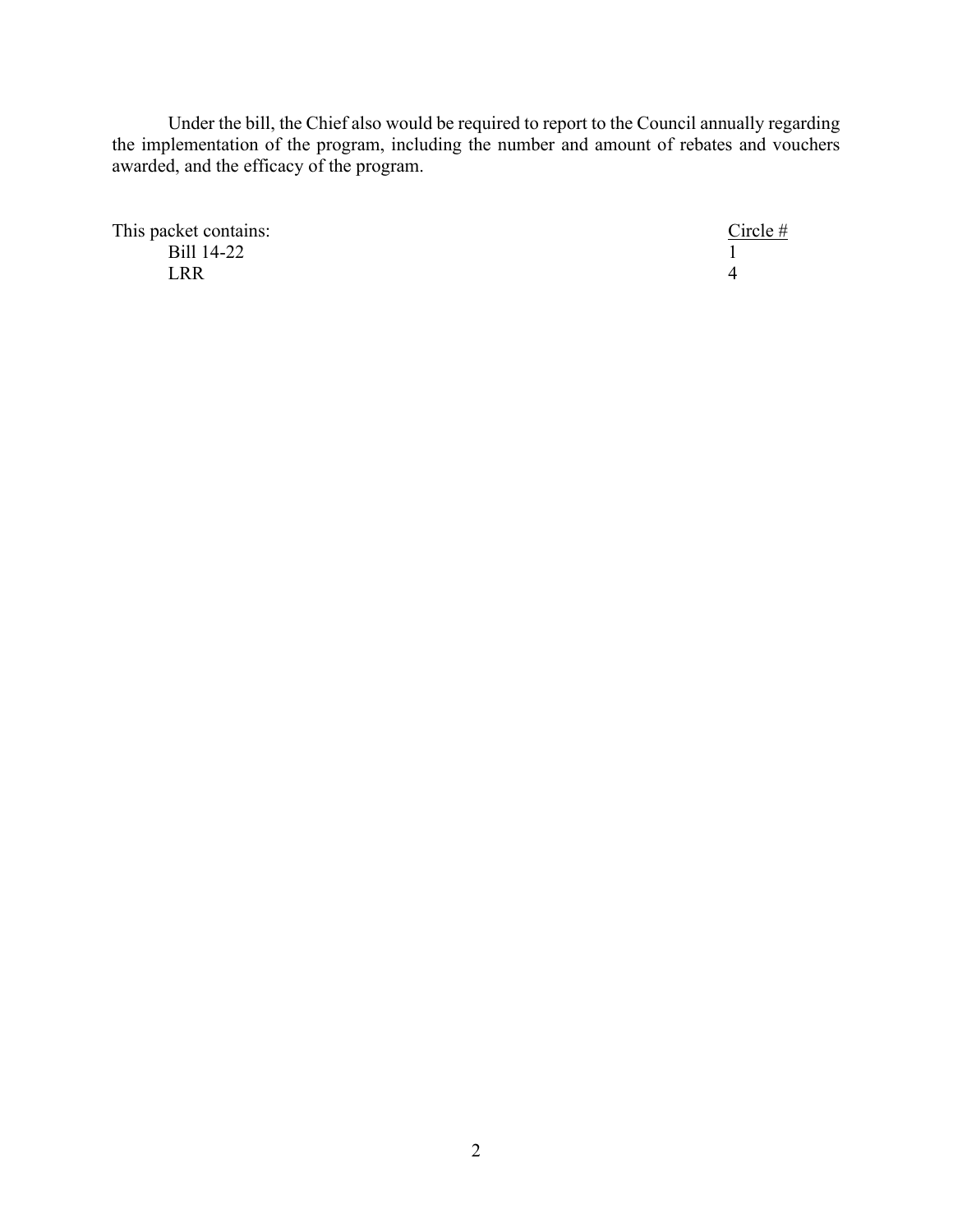Under the bill, the Chief also would be required to report to the Council annually regarding the implementation of the program, including the number and amount of rebates and vouchers awarded, and the efficacy of the program.

| This packet contains: | Circle # |
|---|---|
| Bill 14-22 | 1 |
| LRR | 4 |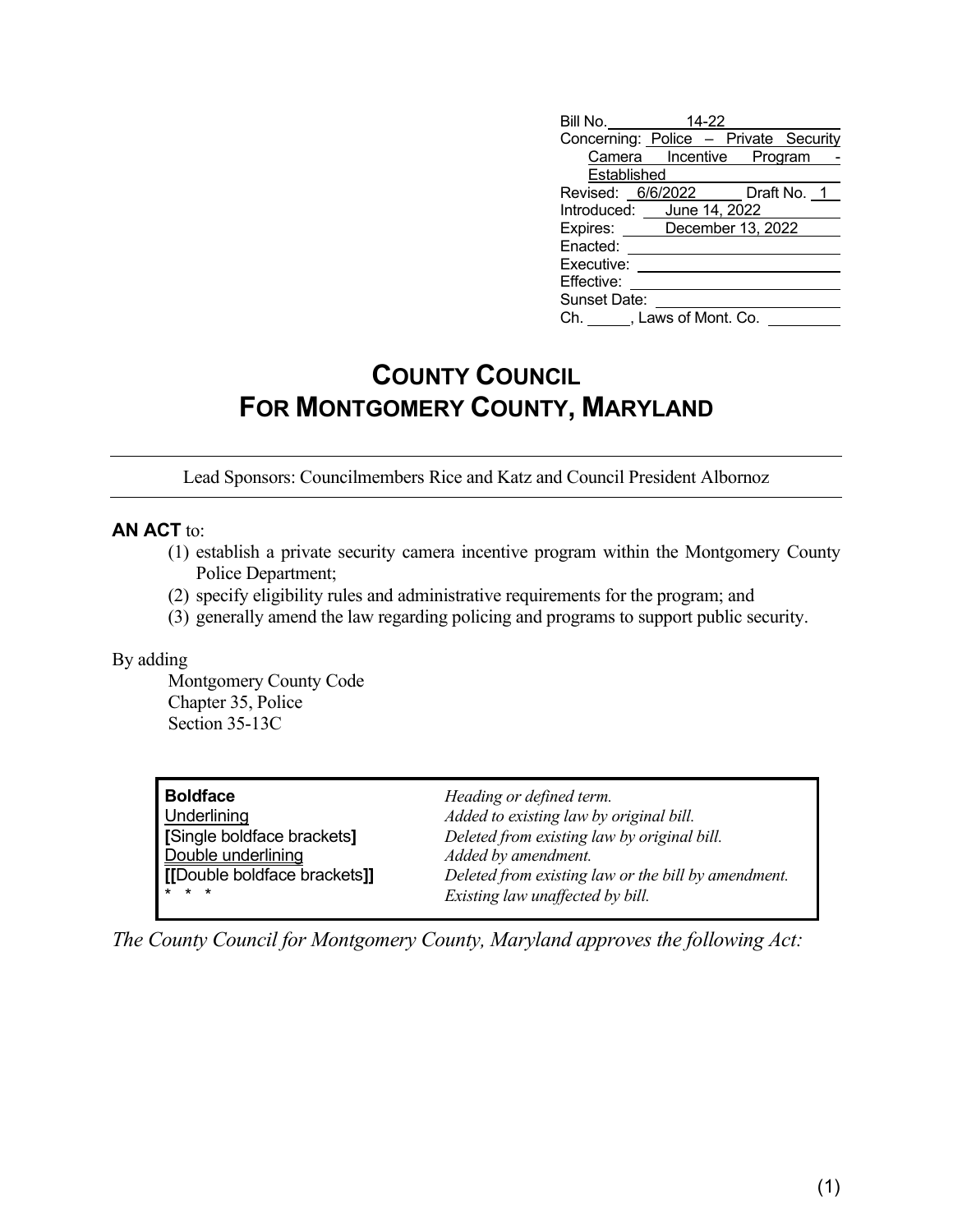| | |
|---|---|
| Bill No. | 14-22 |
| Concerning: | Police – Private Security Camera Incentive Program - Established |
| Revised: | 6/6/2022 Draft No. 1 |
| Introduced: | June 14, 2022 |
| Expires: | December 13, 2022 |
| Enacted: | |
| Executive: | |
| Effective: | |
| Sunset Date: | |
| Ch. ___, Laws of Mont. Co. | |

# COUNTY COUNCIL
# FOR MONTGOMERY COUNTY, MARYLAND

Lead Sponsors: Councilmembers Rice and Katz and Council President Albornoz

**AN ACT** to:

(1) establish a private security camera incentive program within the Montgomery County Police Department;
(2) specify eligibility rules and administrative requirements for the program; and
(3) generally amend the law regarding policing and programs to support public security.

By adding

Montgomery County Code
Chapter 35, Police
Section 35-13C

| | |
|---|---|
| **Boldface** | *Heading or defined term.* |
| Underlining | *Added to existing law by original bill.* |
| **[**Single boldface brackets**]** | *Deleted from existing law by original bill.* |
| Double underlining | *Added by amendment.* |
| **[[**Double boldface brackets**]]** | *Deleted from existing law or the bill by amendment.* |
| * * * | *Existing law unaffected by bill.* |

*The County Council for Montgomery County, Maryland approves the following Act:*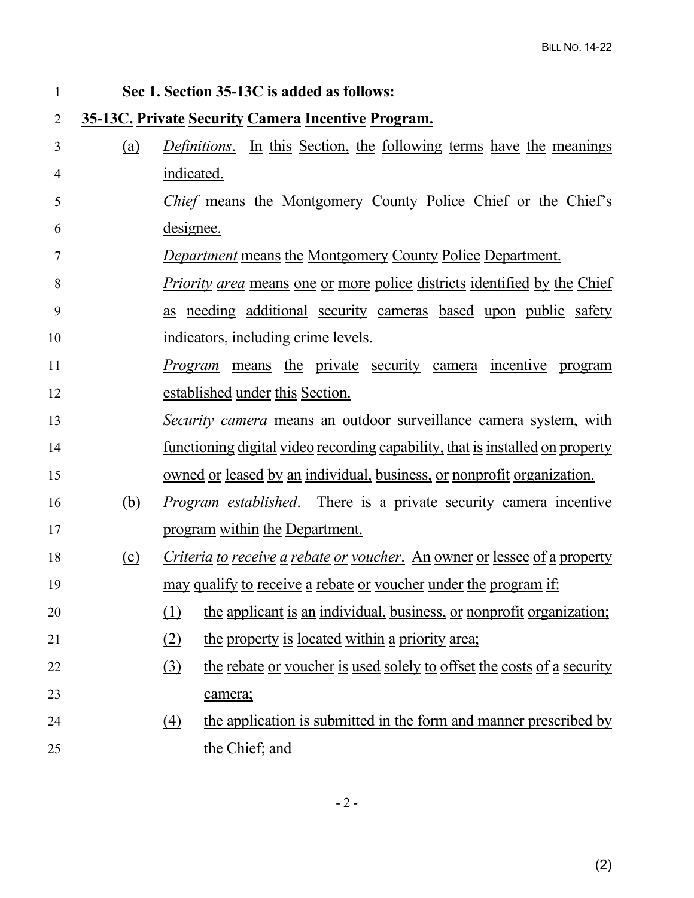**Sec 1. Section 35-13C is added as follows:**

**35-13C. Private Security Camera Incentive Program.**

(a) *Definitions*. In this Section, the following terms have the meanings indicated.

*Chief* means the Montgomery County Police Chief or the Chief's designee.

*Department* means the Montgomery County Police Department.

*Priority area* means one or more police districts identified by the Chief as needing additional security cameras based upon public safety indicators, including crime levels.

*Program* means the private security camera incentive program established under this Section.

*Security camera* means an outdoor surveillance camera system, with functioning digital video recording capability, that is installed on property owned or leased by an individual, business, or nonprofit organization.

(b) *Program established*. There is a private security camera incentive program within the Department.

(c) *Criteria to receive a rebate or voucher*. An owner or lessee of a property may qualify to receive a rebate or voucher under the program if:

(1) the applicant is an individual, business, or nonprofit organization;

(2) the property is located within a priority area;

(3) the rebate or voucher is used solely to offset the costs of a security camera;

(4) the application is submitted in the form and manner prescribed by the Chief; and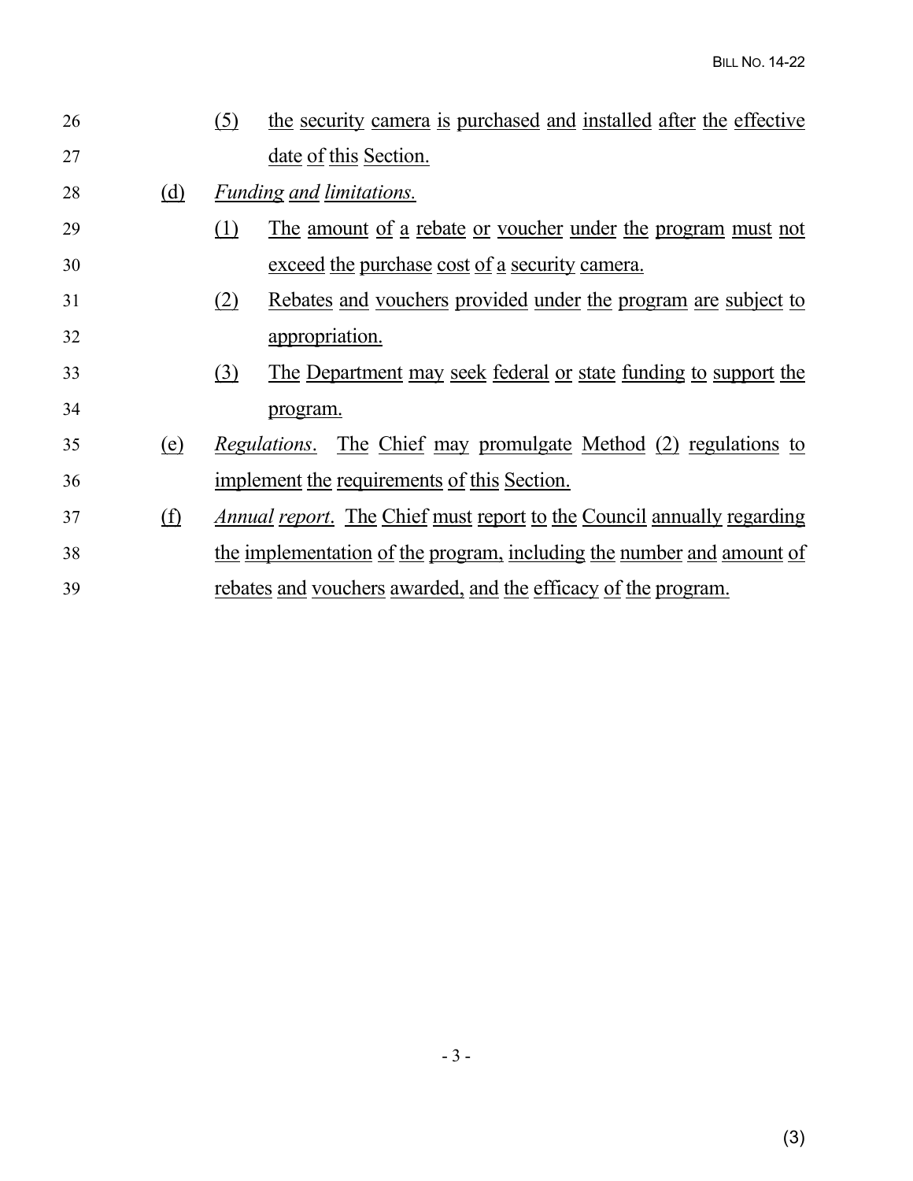26 (5) the security camera is purchased and installed after the effective
27 date of this Section.

28 (d) *Funding and limitations.*

29 (1) The amount of a rebate or voucher under the program must not
30 exceed the purchase cost of a security camera.

31 (2) Rebates and vouchers provided under the program are subject to
32 appropriation.

33 (3) The Department may seek federal or state funding to support the
34 program.

35 (e) *Regulations*. The Chief may promulgate Method (2) regulations to
36 implement the requirements of this Section.

37 (f) *Annual report*. The Chief must report to the Council annually regarding
38 the implementation of the program, including the number and amount of
39 rebates and vouchers awarded, and the efficacy of the program.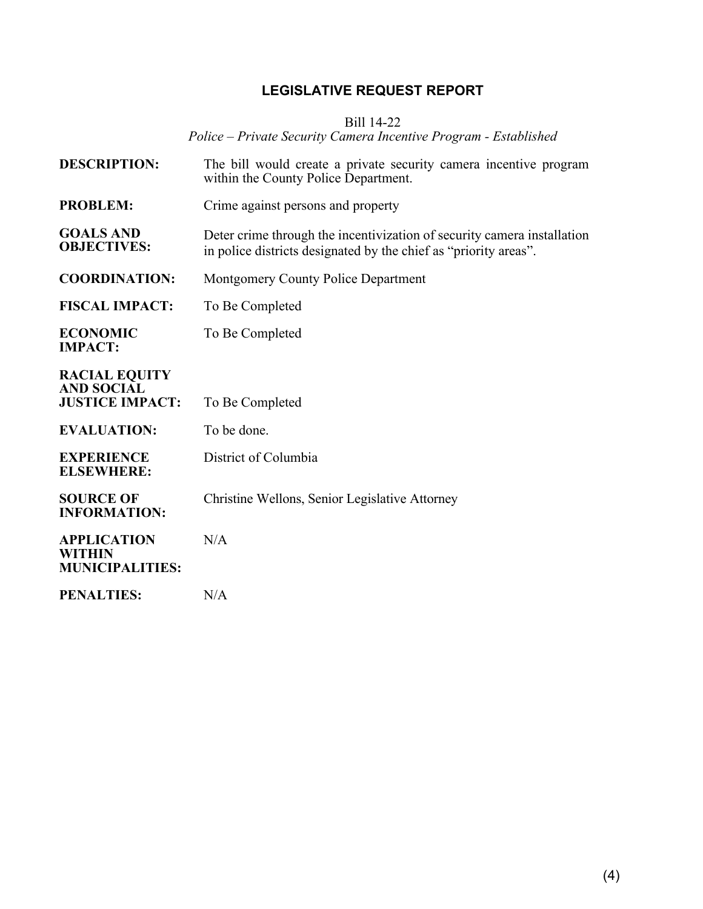# LEGISLATIVE REQUEST REPORT

Bill 14-22
*Police – Private Security Camera Incentive Program - Established*

**DESCRIPTION:** The bill would create a private security camera incentive program within the County Police Department.

**PROBLEM:** Crime against persons and property

**GOALS AND OBJECTIVES:** Deter crime through the incentivization of security camera installation in police districts designated by the chief as "priority areas".

**COORDINATION:** Montgomery County Police Department

**FISCAL IMPACT:** To Be Completed

**ECONOMIC IMPACT:** To Be Completed

**RACIAL EQUITY AND SOCIAL JUSTICE IMPACT:** To Be Completed

**EVALUATION:** To be done.

**EXPERIENCE ELSEWHERE:** District of Columbia

**SOURCE OF INFORMATION:** Christine Wellons, Senior Legislative Attorney

**APPLICATION WITHIN MUNICIPALITIES:** N/A

**PENALTIES:** N/A